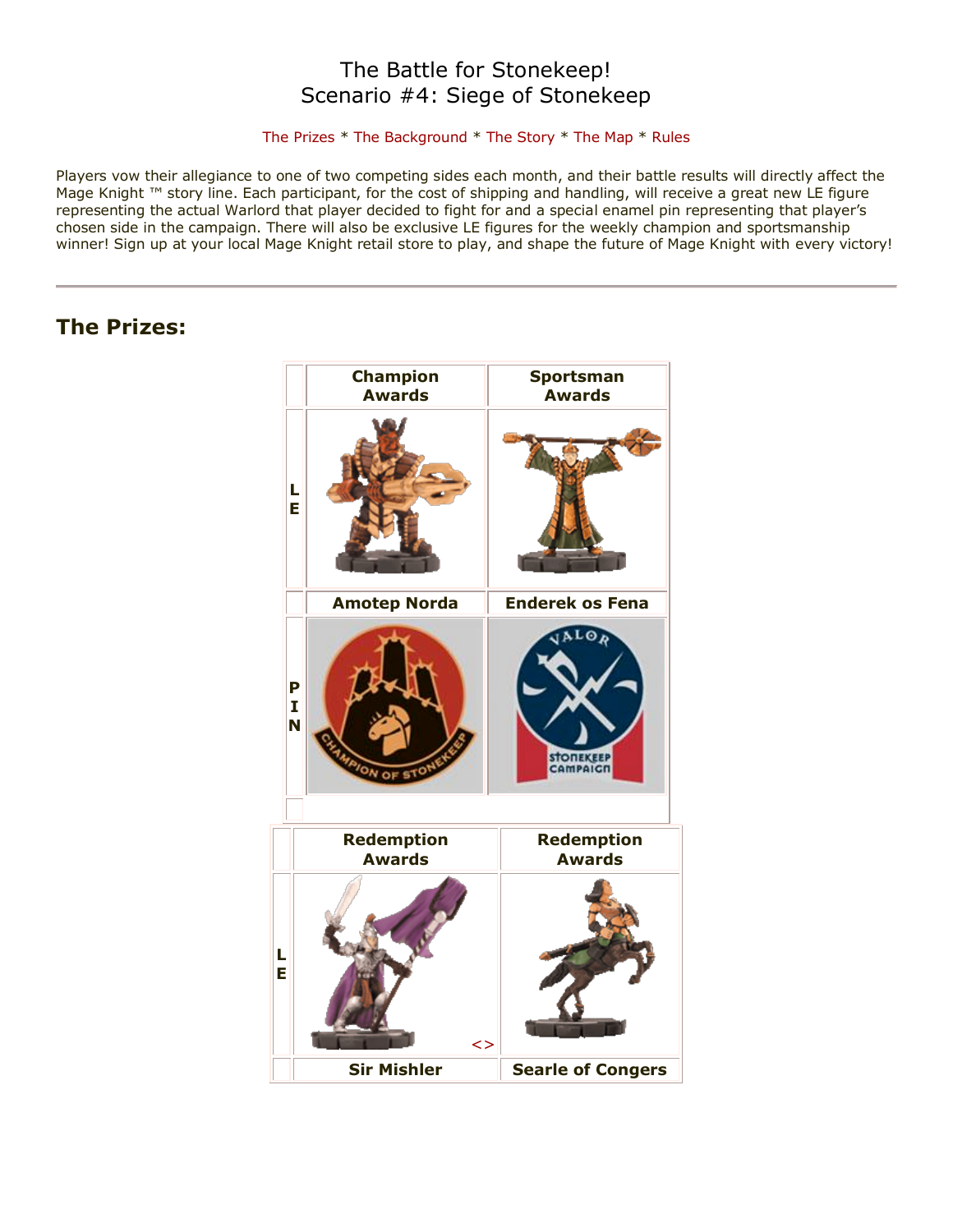# The Battle for Stonekeep!
# Scenario #4: Siege of Stonekeep

The Prizes * The Background * The Story * The Map * Rules

Players vow their allegiance to one of two competing sides each month, and their battle results will directly affect the Mage Knight ™ story line. Each participant, for the cost of shipping and handling, will receive a great new LE figure representing the actual Warlord that player decided to fight for and a special enamel pin representing that player's chosen side in the campaign. There will also be exclusive LE figures for the weekly champion and sportsmanship winner! Sign up at your local Mage Knight retail store to play, and shape the future of Mage Knight with every victory!

---

## The Prizes:

| | Champion Awards | Sportsman Awards |
|---|---|---|
| LE | | |
| | Amotep Norda | Enderek os Fena |
| PIN | | |

| | Redemption Awards | Redemption Awards |
|---|---|---|
| LE | <> | |
| | Sir Mishler | Searle of Congers |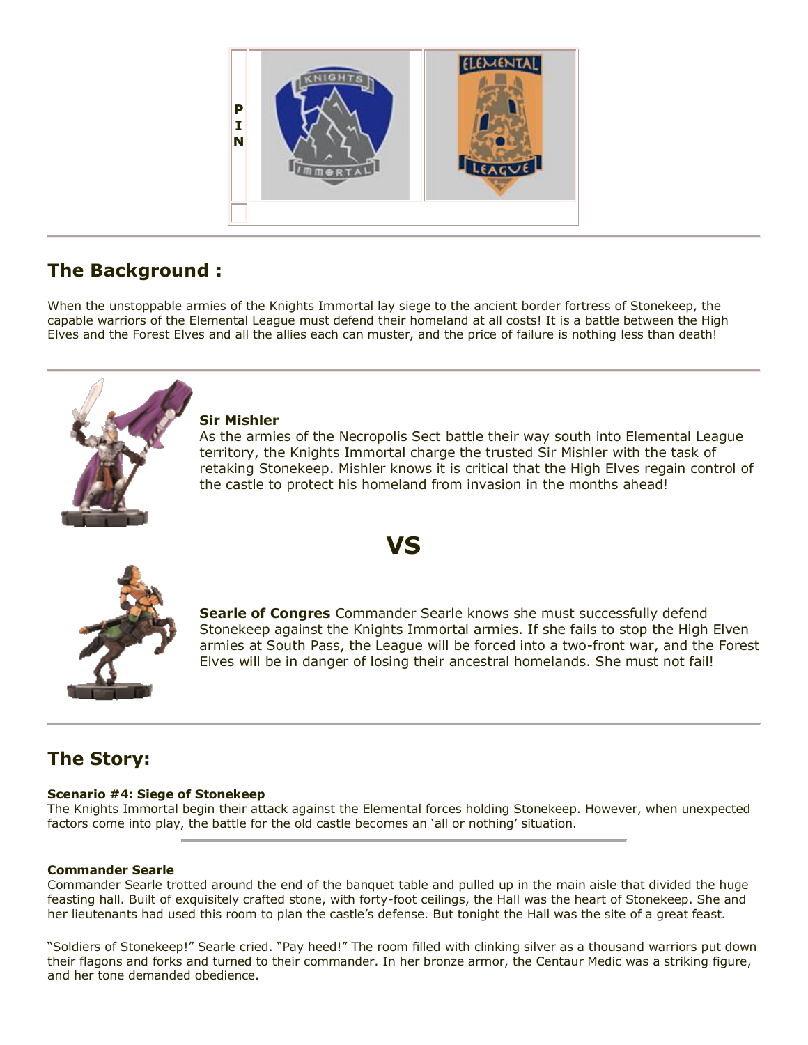P
I
N

## The Background :

When the unstoppable armies of the Knights Immortal lay siege to the ancient border fortress of Stonekeep, the capable warriors of the Elemental League must defend their homeland at all costs! It is a battle between the High Elves and the Forest Elves and all the allies each can muster, and the price of failure is nothing less than death!

**Sir Mishler**
As the armies of the Necropolis Sect battle their way south into Elemental League territory, the Knights Immortal charge the trusted Sir Mishler with the task of retaking Stonekeep. Mishler knows it is critical that the High Elves regain control of the castle to protect his homeland from invasion in the months ahead!

# VS

**Searle of Congres** Commander Searle knows she must successfully defend Stonekeep against the Knights Immortal armies. If she fails to stop the High Elven armies at South Pass, the League will be forced into a two-front war, and the Forest Elves will be in danger of losing their ancestral homelands. She must not fail!

## The Story:

**Scenario #4: Siege of Stonekeep**
The Knights Immortal begin their attack against the Elemental forces holding Stonekeep. However, when unexpected factors come into play, the battle for the old castle becomes an 'all or nothing' situation.

**Commander Searle**
Commander Searle trotted around the end of the banquet table and pulled up in the main aisle that divided the huge feasting hall. Built of exquisitely crafted stone, with forty-foot ceilings, the Hall was the heart of Stonekeep. She and her lieutenants had used this room to plan the castle's defense. But tonight the Hall was the site of a great feast.

"Soldiers of Stonekeep!" Searle cried. "Pay heed!" The room filled with clinking silver as a thousand warriors put down their flagons and forks and turned to their commander. In her bronze armor, the Centaur Medic was a striking figure, and her tone demanded obedience.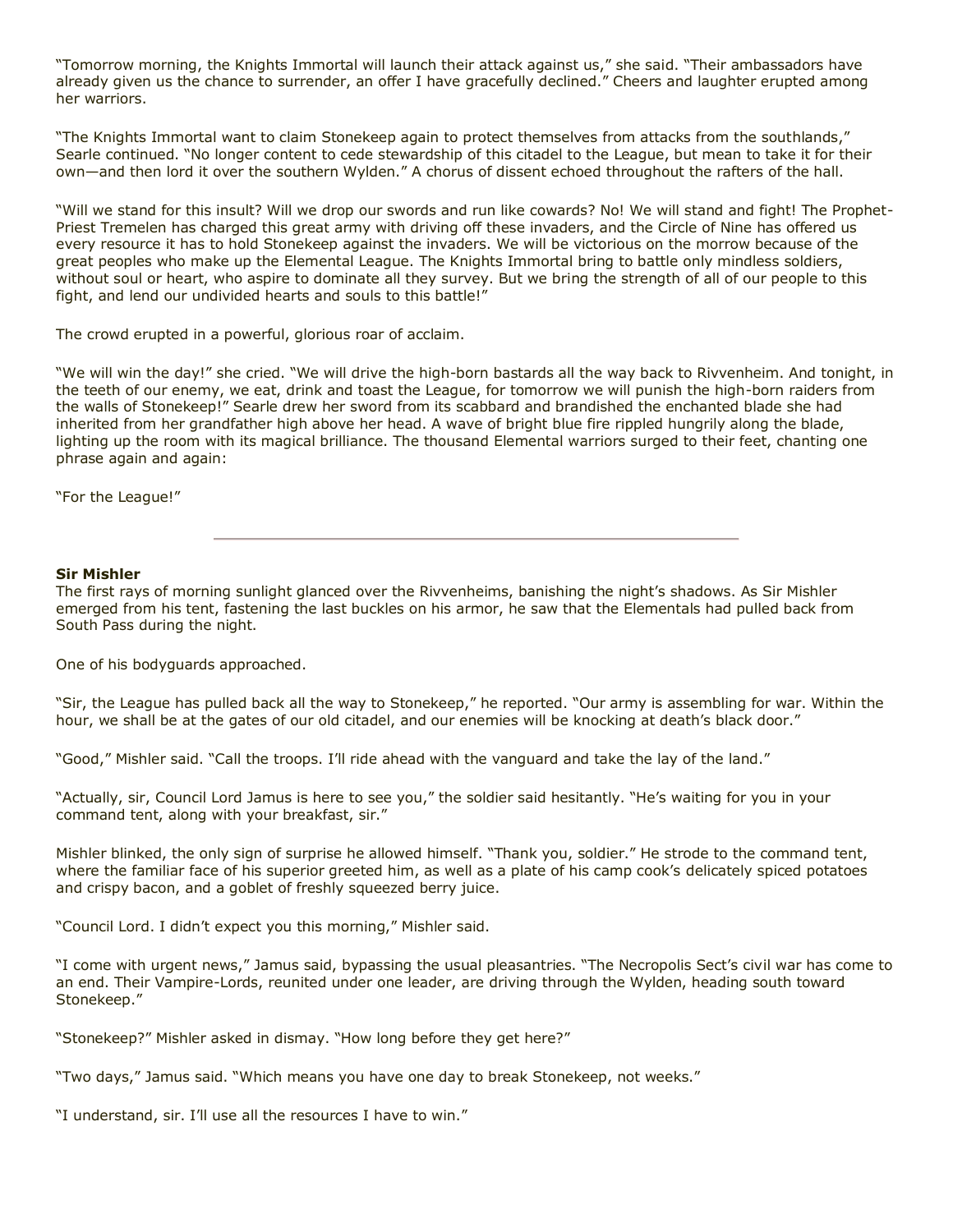"Tomorrow morning, the Knights Immortal will launch their attack against us," she said. "Their ambassadors have already given us the chance to surrender, an offer I have gracefully declined." Cheers and laughter erupted among her warriors.

"The Knights Immortal want to claim Stonekeep again to protect themselves from attacks from the southlands," Searle continued. "No longer content to cede stewardship of this citadel to the League, but mean to take it for their own—and then lord it over the southern Wylden." A chorus of dissent echoed throughout the rafters of the hall.

"Will we stand for this insult? Will we drop our swords and run like cowards? No! We will stand and fight! The Prophet-Priest Tremelen has charged this great army with driving off these invaders, and the Circle of Nine has offered us every resource it has to hold Stonekeep against the invaders. We will be victorious on the morrow because of the great peoples who make up the Elemental League. The Knights Immortal bring to battle only mindless soldiers, without soul or heart, who aspire to dominate all they survey. But we bring the strength of all of our people to this fight, and lend our undivided hearts and souls to this battle!"

The crowd erupted in a powerful, glorious roar of acclaim.

"We will win the day!" she cried. "We will drive the high-born bastards all the way back to Rivvenheim. And tonight, in the teeth of our enemy, we eat, drink and toast the League, for tomorrow we will punish the high-born raiders from the walls of Stonekeep!" Searle drew her sword from its scabbard and brandished the enchanted blade she had inherited from her grandfather high above her head. A wave of bright blue fire rippled hungrily along the blade, lighting up the room with its magical brilliance. The thousand Elemental warriors surged to their feet, chanting one phrase again and again:

"For the League!"

---

**Sir Mishler**

The first rays of morning sunlight glanced over the Rivvenheims, banishing the night's shadows. As Sir Mishler emerged from his tent, fastening the last buckles on his armor, he saw that the Elementals had pulled back from South Pass during the night.

One of his bodyguards approached.

"Sir, the League has pulled back all the way to Stonekeep," he reported. "Our army is assembling for war. Within the hour, we shall be at the gates of our old citadel, and our enemies will be knocking at death's black door."

"Good," Mishler said. "Call the troops. I'll ride ahead with the vanguard and take the lay of the land."

"Actually, sir, Council Lord Jamus is here to see you," the soldier said hesitantly. "He's waiting for you in your command tent, along with your breakfast, sir."

Mishler blinked, the only sign of surprise he allowed himself. "Thank you, soldier." He strode to the command tent, where the familiar face of his superior greeted him, as well as a plate of his camp cook's delicately spiced potatoes and crispy bacon, and a goblet of freshly squeezed berry juice.

"Council Lord. I didn't expect you this morning," Mishler said.

"I come with urgent news," Jamus said, bypassing the usual pleasantries. "The Necropolis Sect's civil war has come to an end. Their Vampire-Lords, reunited under one leader, are driving through the Wylden, heading south toward Stonekeep."

"Stonekeep?" Mishler asked in dismay. "How long before they get here?"

"Two days," Jamus said. "Which means you have one day to break Stonekeep, not weeks."

"I understand, sir. I'll use all the resources I have to win."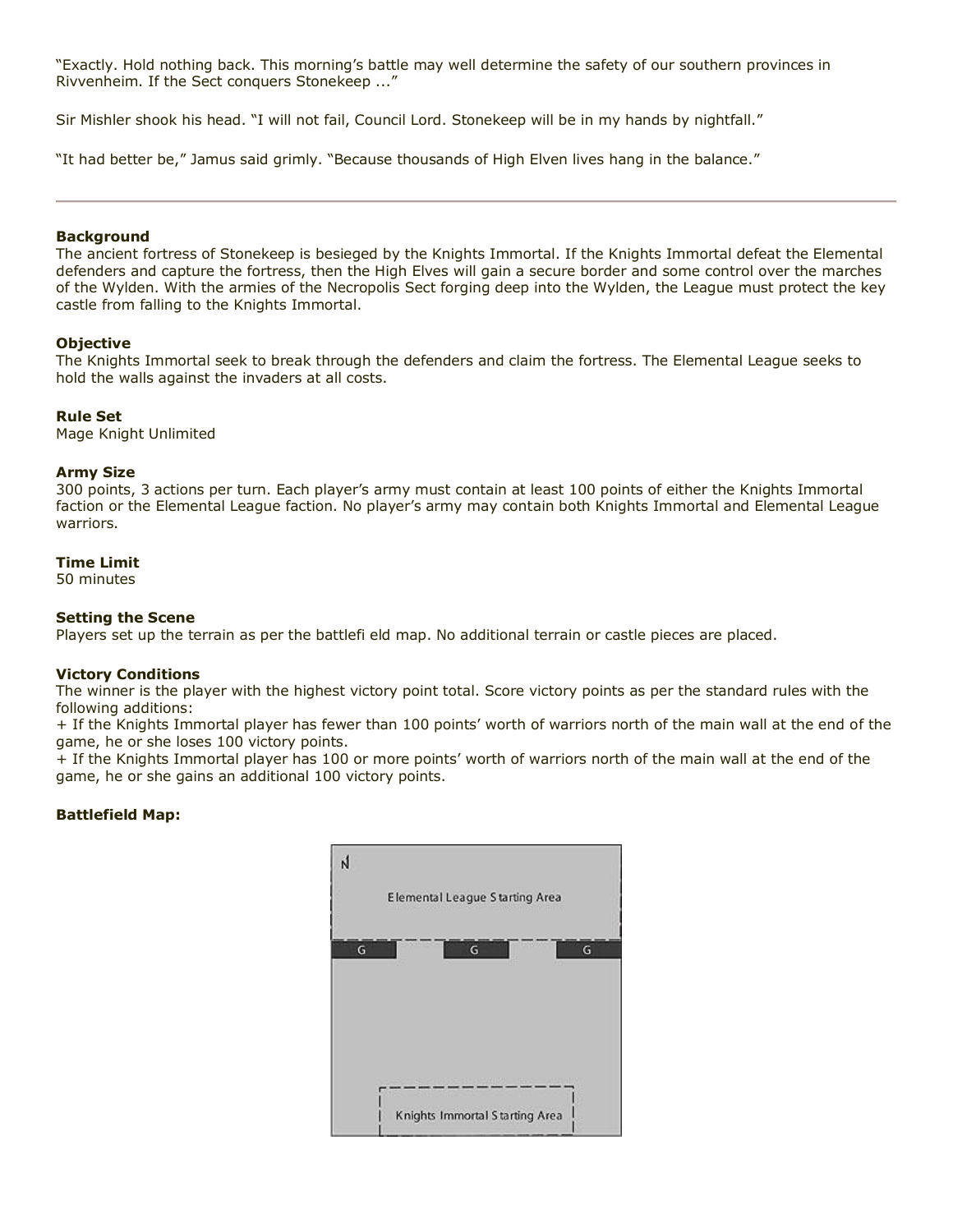"Exactly. Hold nothing back. This morning's battle may well determine the safety of our southern provinces in Rivvenheim. If the Sect conquers Stonekeep ..."

Sir Mishler shook his head. "I will not fail, Council Lord. Stonekeep will be in my hands by nightfall."

"It had better be," Jamus said grimly. "Because thousands of High Elven lives hang in the balance."

---

**Background**
The ancient fortress of Stonekeep is besieged by the Knights Immortal. If the Knights Immortal defeat the Elemental defenders and capture the fortress, then the High Elves will gain a secure border and some control over the marches of the Wylden. With the armies of the Necropolis Sect forging deep into the Wylden, the League must protect the key castle from falling to the Knights Immortal.

**Objective**
The Knights Immortal seek to break through the defenders and claim the fortress. The Elemental League seeks to hold the walls against the invaders at all costs.

**Rule Set**
Mage Knight Unlimited

**Army Size**
300 points, 3 actions per turn. Each player's army must contain at least 100 points of either the Knights Immortal faction or the Elemental League faction. No player's army may contain both Knights Immortal and Elemental League warriors.

**Time Limit**
50 minutes

**Setting the Scene**
Players set up the terrain as per the battlefi eld map. No additional terrain or castle pieces are placed.

**Victory Conditions**
The winner is the player with the highest victory point total. Score victory points as per the standard rules with the following additions:
+ If the Knights Immortal player has fewer than 100 points' worth of warriors north of the main wall at the end of the game, he or she loses 100 victory points.
+ If the Knights Immortal player has 100 or more points' worth of warriors north of the main wall at the end of the game, he or she gains an additional 100 victory points.

**Battlefield Map:**

N

Elemental League Starting Area

G G G

Knights Immortal Starting Area